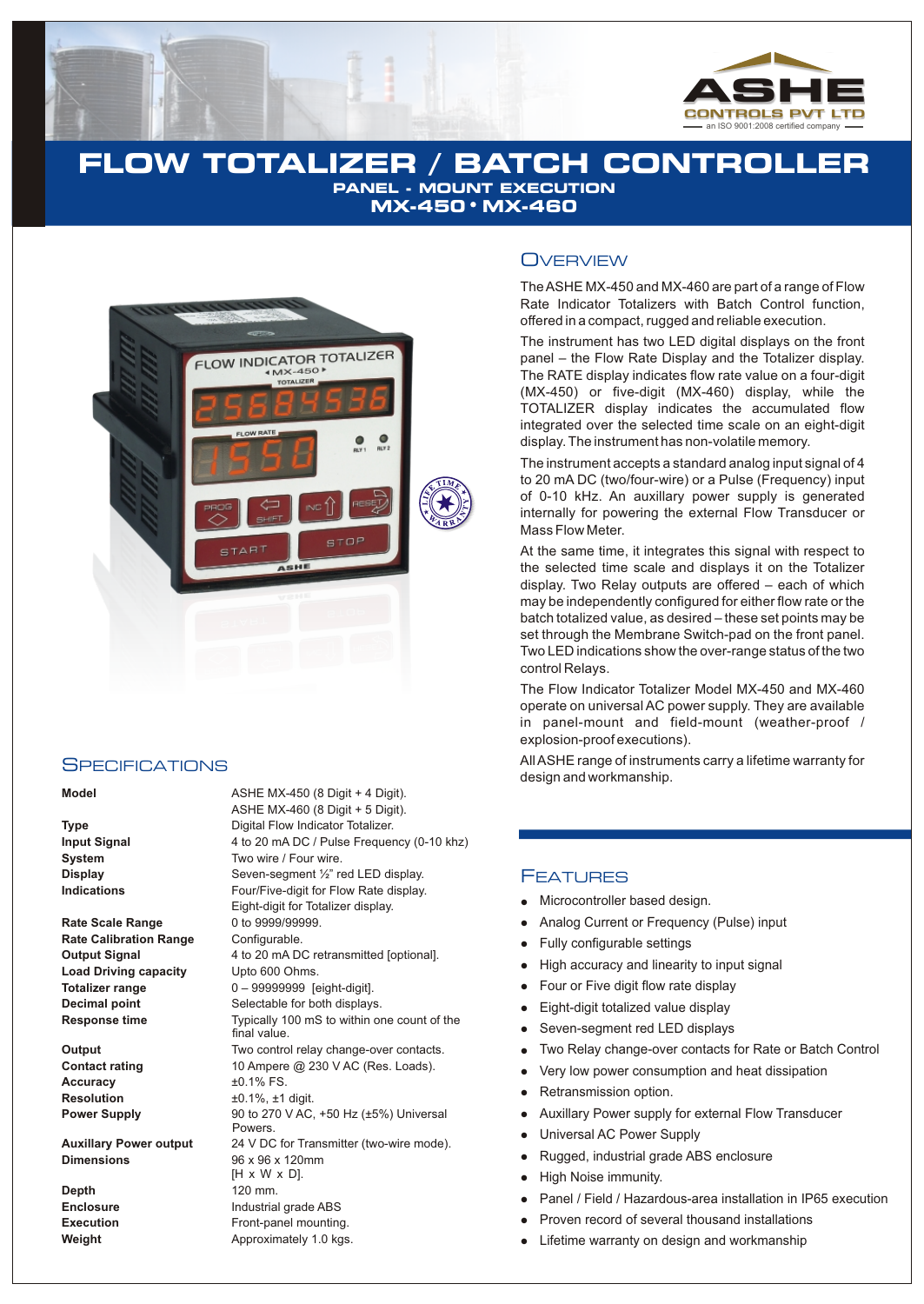# FLOW TOTALIZER / BATCH CONTROLLER

## PANEL - MOUNT EXECUTION

## MX-450 • MX-460

## Overview

The ASHE MX-450 and MX-460 are part of a range of Flow Rate Indicator Totalizers with Batch Control function, offered in a compact, rugged and reliable execution.

The instrument has two LED digital displays on the front panel – the Flow Rate Display and the Totalizer display. The RATE display indicates flow rate value on a four-digit (MX-450) or five-digit (MX-460) display, while the TOTALIZER display indicates the accumulated flow integrated over the selected time scale on an eight-digit display. The instrument has non-volatile memory.

The instrument accepts a standard analog input signal of 4 to 20 mA DC (two/four-wire) or a Pulse (Frequency) input of 0-10 kHz. An auxillary power supply is generated internally for powering the external Flow Transducer or Mass Flow Meter.

At the same time, it integrates this signal with respect to the selected time scale and displays it on the Totalizer display. Two Relay outputs are offered – each of which may be independently configured for either flow rate or the batch totalized value, as desired – these set points may be set through the Membrane Switch-pad on the front panel. Two LED indications show the over-range status of the two control Relays.

The Flow Indicator Totalizer Model MX-450 and MX-460 operate on universal AC power supply. They are available in panel-mount and field-mount (weather-proof / explosion-proof executions).

All ASHE range of instruments carry a lifetime warranty for design and workmanship.

## Specifications

| | |
|---|---|
| **Model** | ASHE MX-450 (8 Digit + 4 Digit).<br>ASHE MX-460 (8 Digit + 5 Digit). |
| **Type** | Digital Flow Indicator Totalizer. |
| **Input Signal** | 4 to 20 mA DC / Pulse Frequency (0-10 khz) |
| **System** | Two wire / Four wire. |
| **Display** | Seven-segment ½" red LED display. |
| **Indications** | Four/Five-digit for Flow Rate display.<br>Eight-digit for Totalizer display. |
| **Rate Scale Range** | 0 to 9999/99999. |
| **Rate Calibration Range** | Configurable. |
| **Output Signal** | 4 to 20 mA DC retransmitted [optional]. |
| **Load Driving capacity** | Upto 600 Ohms. |
| **Totalizer range** | 0 – 99999999 [eight-digit]. |
| **Decimal point** | Selectable for both displays. |
| **Response time** | Typically 100 mS to within one count of the final value. |
| **Output** | Two control relay change-over contacts. |
| **Contact rating** | 10 Ampere @ 230 V AC (Res. Loads). |
| **Accuracy** | ±0.1% FS. |
| **Resolution** | ±0.1%, ±1 digit. |
| **Power Supply** | 90 to 270 V AC, +50 Hz (±5%) Universal Powers. |
| **Auxillary Power output** | 24 V DC for Transmitter (two-wire mode). |
| **Dimensions** | 96 x 96 x 120mm<br>[H x W x D]. |
| **Depth** | 120 mm. |
| **Enclosure** | Industrial grade ABS |
| **Execution** | Front-panel mounting. |
| **Weight** | Approximately 1.0 kgs. |

## Features

- Microcontroller based design.
- Analog Current or Frequency (Pulse) input
- Fully configurable settings
- High accuracy and linearity to input signal
- Four or Five digit flow rate display
- Eight-digit totalized value display
- Seven-segment red LED displays
- Two Relay change-over contacts for Rate or Batch Control
- Very low power consumption and heat dissipation
- Retransmission option.
- Auxillary Power supply for external Flow Transducer
- Universal AC Power Supply
- Rugged, industrial grade ABS enclosure
- High Noise immunity.
- Panel / Field / Hazardous-area installation in IP65 execution
- Proven record of several thousand installations
- Lifetime warranty on design and workmanship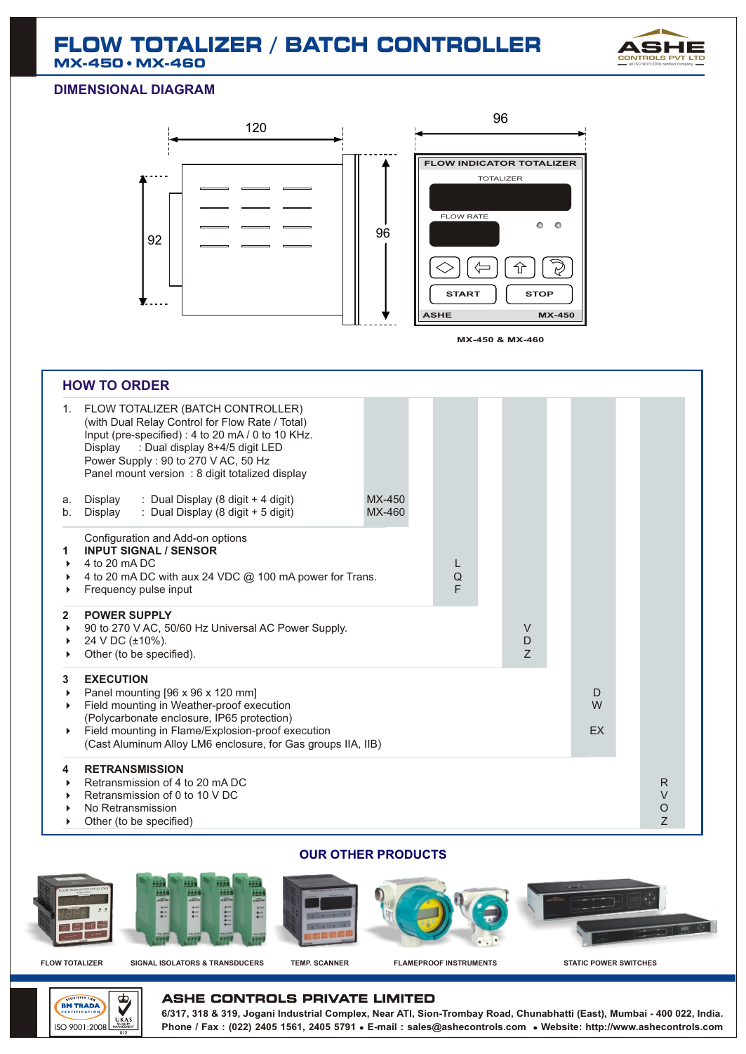# FLOW TOTALIZER / BATCH CONTROLLER

**MX-450 • MX-460**

ASHE CONTROLS PVT LTD

## DIMENSIONAL DIAGRAM

120

92

96

96

FLOW INDICATOR TOTALIZER

TOTALIZER

FLOW RATE

START STOP

ASHE MX-450

MX-450 & MX-460

## HOW TO ORDER

1. FLOW TOTALIZER (BATCH CONTROLLER)
   (with Dual Relay Control for Flow Rate / Total)
   Input (pre-specified) : 4 to 20 mA / 0 to 10 KHz.
   Display : Dual display 8+4/5 digit LED
   Power Supply : 90 to 270 V AC, 50 Hz
   Panel mount version : 8 digit totalized display

| | | |
|---|---|---|
| a. | Display : Dual Display (8 digit + 4 digit) | MX-450 |
| b. | Display : Dual Display (8 digit + 5 digit) | MX-460 |

Configuration and Add-on options

| | Option | Code |
|---|---|---|
| **1** | **INPUT SIGNAL / SENSOR** | |
| ▸ | 4 to 20 mA DC | L |
| ▸ | 4 to 20 mA DC with aux 24 VDC @ 100 mA power for Trans. | Q |
| ▸ | Frequency pulse input | F |
| **2** | **POWER SUPPLY** | |
| ▸ | 90 to 270 V AC, 50/60 Hz Universal AC Power Supply. | V |
| ▸ | 24 V DC (±10%). | D |
| ▸ | Other (to be specified). | Z |
| **3** | **EXECUTION** | |
| ▸ | Panel mounting [96 x 96 x 120 mm] | D |
| ▸ | Field mounting in Weather-proof execution (Polycarbonate enclosure, IP65 protection) | W |
| ▸ | Field mounting in Flame/Explosion-proof execution (Cast Aluminum Alloy LM6 enclosure, for Gas groups IIA, IIB) | EX |
| **4** | **RETRANSMISSION** | |
| ▸ | Retransmission of 4 to 20 mA DC | R |
| ▸ | Retransmission of 0 to 10 V DC | V |
| ▸ | No Retransmission | O |
| ▸ | Other (to be specified) | Z |

## OUR OTHER PRODUCTS

FLOW TOTALIZER

SIGNAL ISOLATORS & TRANSDUCERS

TEMP. SCANNER

FLAMEPROOF INSTRUMENTS

STATIC POWER SWITCHES

ISO 9001:2008

**ASHE CONTROLS PRIVATE LIMITED**

6/317, 318 & 319, Jogani Industrial Complex, Near ATI, Sion-Trombay Road, Chunabhatti (East), Mumbai - 400 022, India.

Phone / Fax : (022) 2405 1561, 2405 5791 • E-mail : sales@ashecontrols.com • Website: http://www.ashecontrols.com